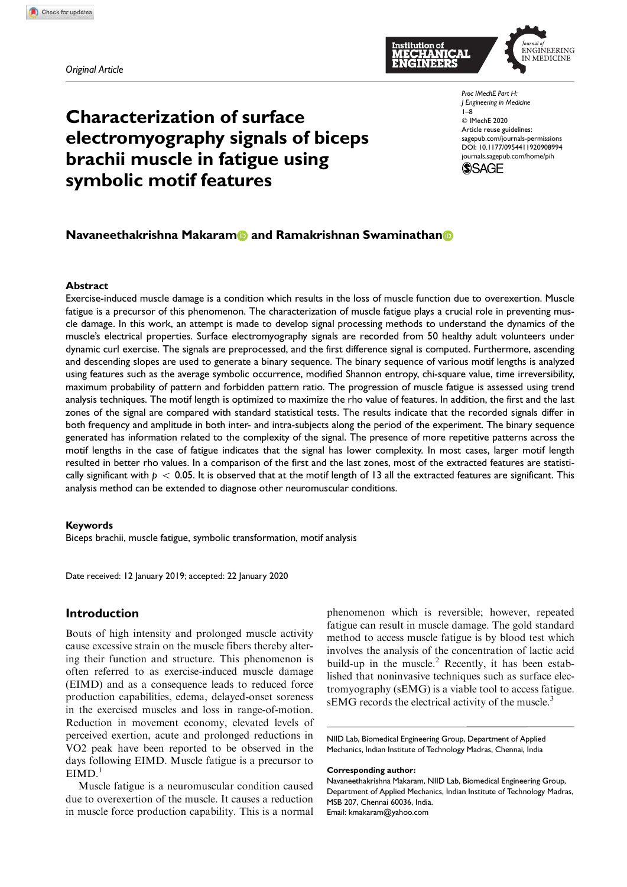*Original Article*

# Characterization of surface electromyography signals of biceps brachii muscle in fatigue using symbolic motif features

Proc IMechE Part H: J Engineering in Medicine
1–8
© IMechE 2020
Article reuse guidelines: sagepub.com/journals-permissions
DOI: 10.1177/0954411920908994
journals.sagepub.com/home/pih

**Navaneethakrishna Makaram and Ramakrishnan Swaminathan**

### Abstract

Exercise-induced muscle damage is a condition which results in the loss of muscle function due to overexertion. Muscle fatigue is a precursor of this phenomenon. The characterization of muscle fatigue plays a crucial role in preventing muscle damage. In this work, an attempt is made to develop signal processing methods to understand the dynamics of the muscle's electrical properties. Surface electromyography signals are recorded from 50 healthy adult volunteers under dynamic curl exercise. The signals are preprocessed, and the first difference signal is computed. Furthermore, ascending and descending slopes are used to generate a binary sequence. The binary sequence of various motif lengths is analyzed using features such as the average symbolic occurrence, modified Shannon entropy, chi-square value, time irreversibility, maximum probability of pattern and forbidden pattern ratio. The progression of muscle fatigue is assessed using trend analysis techniques. The motif length is optimized to maximize the rho value of features. In addition, the first and the last zones of the signal are compared with standard statistical tests. The results indicate that the recorded signals differ in both frequency and amplitude in both inter- and intra-subjects along the period of the experiment. The binary sequence generated has information related to the complexity of the signal. The presence of more repetitive patterns across the motif lengths in the case of fatigue indicates that the signal has lower complexity. In most cases, larger motif length resulted in better rho values. In a comparison of the first and the last zones, most of the extracted features are statistically significant with $p < 0.05$. It is observed that at the motif length of 13 all the extracted features are significant. This analysis method can be extended to diagnose other neuromuscular conditions.

### Keywords

Biceps brachii, muscle fatigue, symbolic transformation, motif analysis

Date received: 12 January 2019; accepted: 22 January 2020

## Introduction

Bouts of high intensity and prolonged muscle activity cause excessive strain on the muscle fibers thereby altering their function and structure. This phenomenon is often referred to as exercise-induced muscle damage (EIMD) and as a consequence leads to reduced force production capabilities, edema, delayed-onset soreness in the exercised muscles and loss in range-of-motion. Reduction in movement economy, elevated levels of perceived exertion, acute and prolonged reductions in VO2 peak have been reported to be observed in the days following EIMD. Muscle fatigue is a precursor to EIMD.[1]

Muscle fatigue is a neuromuscular condition caused due to overexertion of the muscle. It causes a reduction in muscle force production capability. This is a normal phenomenon which is reversible; however, repeated fatigue can result in muscle damage. The gold standard method to access muscle fatigue is by blood test which involves the analysis of the concentration of lactic acid build-up in the muscle.[2] Recently, it has been established that noninvasive techniques such as surface electromyography (sEMG) is a viable tool to access fatigue. sEMG records the electrical activity of the muscle.[3]

NIID Lab, Biomedical Engineering Group, Department of Applied Mechanics, Indian Institute of Technology Madras, Chennai, India

**Corresponding author:**
Navaneethakrishna Makaram, NIID Lab, Biomedical Engineering Group, Department of Applied Mechanics, Indian Institute of Technology Madras, MSB 207, Chennai 60036, India.
Email: kmakaram@yahoo.com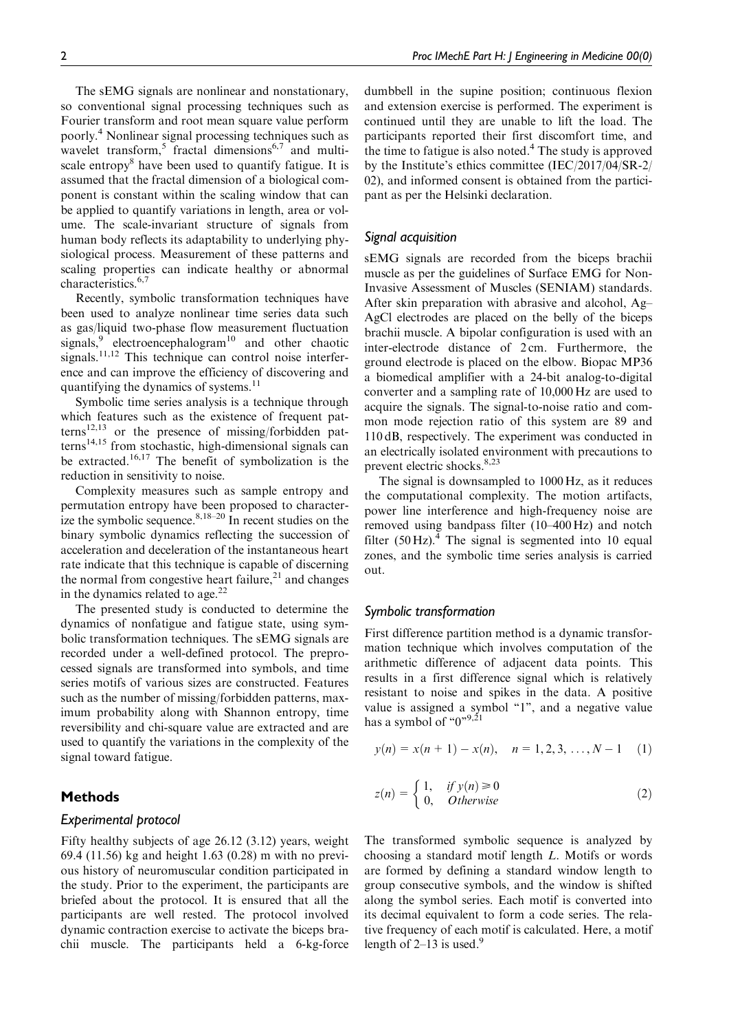The sEMG signals are nonlinear and nonstationary, so conventional signal processing techniques such as Fourier transform and root mean square value perform poorly.[4] Nonlinear signal processing techniques such as wavelet transform,[5] fractal dimensions[6,7] and multiscale entropy[8] have been used to quantify fatigue. It is assumed that the fractal dimension of a biological component is constant within the scaling window that can be applied to quantify variations in length, area or volume. The scale-invariant structure of signals from human body reflects its adaptability to underlying physiological process. Measurement of these patterns and scaling properties can indicate healthy or abnormal characteristics.[6,7]

Recently, symbolic transformation techniques have been used to analyze nonlinear time series data such as gas/liquid two-phase flow measurement fluctuation signals,[9] electroencephalogram[10] and other chaotic signals.[11,12] This technique can control noise interference and can improve the efficiency of discovering and quantifying the dynamics of systems.[11]

Symbolic time series analysis is a technique through which features such as the existence of frequent patterns[12,13] or the presence of missing/forbidden patterns[14,15] from stochastic, high-dimensional signals can be extracted.[16,17] The benefit of symbolization is the reduction in sensitivity to noise.

Complexity measures such as sample entropy and permutation entropy have been proposed to characterize the symbolic sequence.[8,18–20] In recent studies on the binary symbolic dynamics reflecting the succession of acceleration and deceleration of the instantaneous heart rate indicate that this technique is capable of discerning the normal from congestive heart failure,[21] and changes in the dynamics related to age.[22]

The presented study is conducted to determine the dynamics of nonfatigue and fatigue state, using symbolic transformation techniques. The sEMG signals are recorded under a well-defined protocol. The preprocessed signals are transformed into symbols, and time series motifs of various sizes are constructed. Features such as the number of missing/forbidden patterns, maximum probability along with Shannon entropy, time reversibility and chi-square value are extracted and are used to quantify the variations in the complexity of the signal toward fatigue.

## Methods

### Experimental protocol

Fifty healthy subjects of age 26.12 (3.12) years, weight 69.4 (11.56) kg and height 1.63 (0.28) m with no previous history of neuromuscular condition participated in the study. Prior to the experiment, the participants are briefed about the protocol. It is ensured that all the participants are well rested. The protocol involved dynamic contraction exercise to activate the biceps brachii muscle. The participants held a 6-kg-force dumbbell in the supine position; continuous flexion and extension exercise is performed. The experiment is continued until they are unable to lift the load. The participants reported their first discomfort time, and the time to fatigue is also noted.[4] The study is approved by the Institute's ethics committee (IEC/2017/04/SR-2/02), and informed consent is obtained from the participant as per the Helsinki declaration.

### Signal acquisition

sEMG signals are recorded from the biceps brachii muscle as per the guidelines of Surface EMG for Non-Invasive Assessment of Muscles (SENIAM) standards. After skin preparation with abrasive and alcohol, Ag–AgCl electrodes are placed on the belly of the biceps brachii muscle. A bipolar configuration is used with an inter-electrode distance of 2 cm. Furthermore, the ground electrode is placed on the elbow. Biopac MP36 a biomedical amplifier with a 24-bit analog-to-digital converter and a sampling rate of 10,000 Hz are used to acquire the signals. The signal-to-noise ratio and common mode rejection ratio of this system are 89 and 110 dB, respectively. The experiment was conducted in an electrically isolated environment with precautions to prevent electric shocks.[8,23]

The signal is downsampled to 1000 Hz, as it reduces the computational complexity. The motion artifacts, power line interference and high-frequency noise are removed using bandpass filter (10–400 Hz) and notch filter (50 Hz).[4] The signal is segmented into 10 equal zones, and the symbolic time series analysis is carried out.

### Symbolic transformation

First difference partition method is a dynamic transformation technique which involves computation of the arithmetic difference of adjacent data points. This results in a first difference signal which is relatively resistant to noise and spikes in the data. A positive value is assigned a symbol "1", and a negative value has a symbol of "0"[9,21]

$$y(n) = x(n+1) - x(n), \quad n = 1, 2, 3, \ldots, N-1 \tag{1}$$

$$z(n) = \begin{cases} 1, & \text{if } y(n) \geqslant 0 \\ 0, & \text{Otherwise} \end{cases} \tag{2}$$

The transformed symbolic sequence is analyzed by choosing a standard motif length $L$. Motifs or words are formed by defining a standard window length to group consecutive symbols, and the window is shifted along the symbol series. Each motif is converted into its decimal equivalent to form a code series. The relative frequency of each motif is calculated. Here, a motif length of 2–13 is used.[9]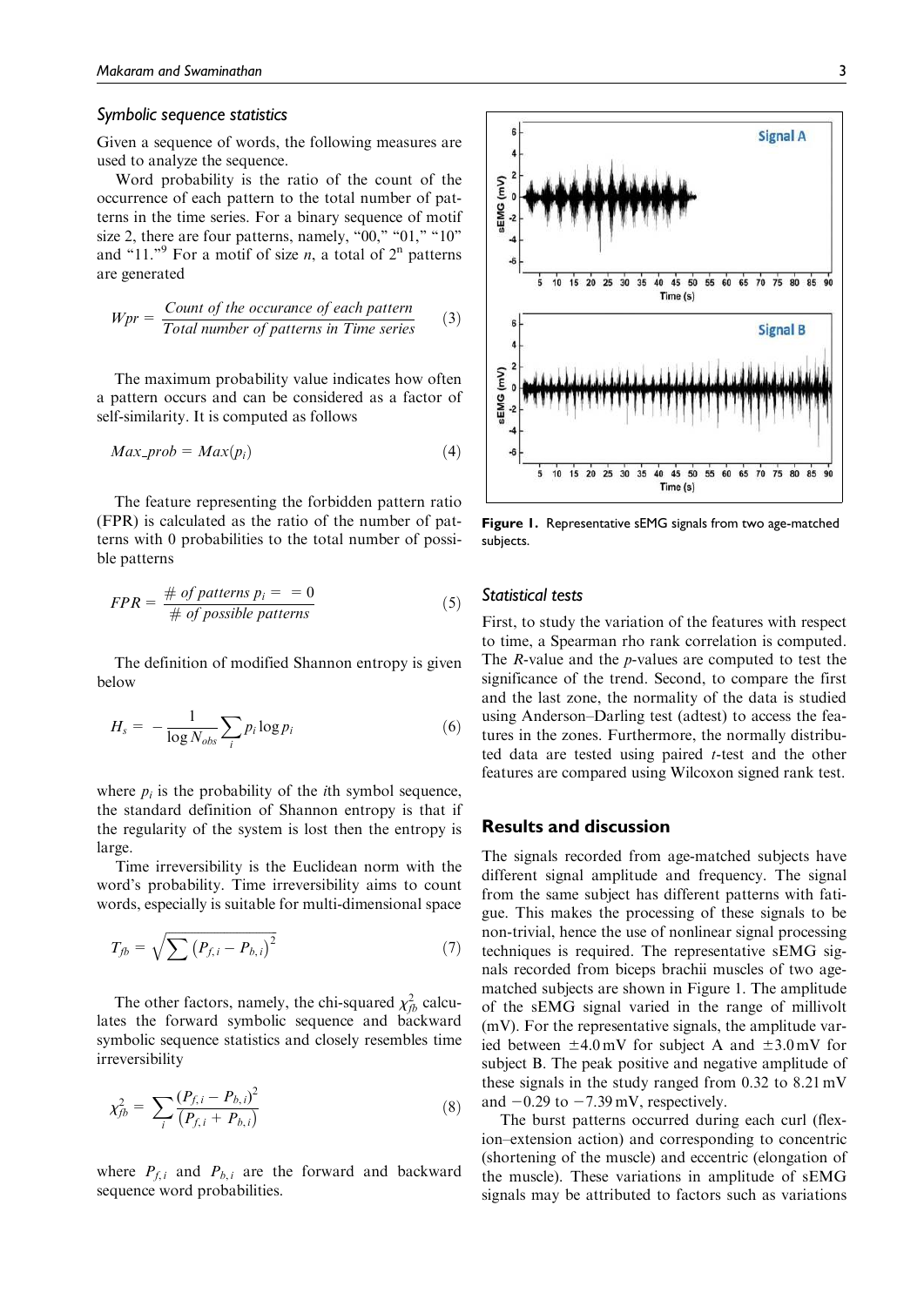### Symbolic sequence statistics

Given a sequence of words, the following measures are used to analyze the sequence.

Word probability is the ratio of the count of the occurrence of each pattern to the total number of patterns in the time series. For a binary sequence of motif size 2, there are four patterns, namely, "00," "01," "10" and "11."[9] For a motif of size $n$, a total of $2^n$ patterns are generated

$$Wpr = \frac{Count\ of\ the\ occurance\ of\ each\ pattern}{Total\ number\ of\ patterns\ in\ Time\ series} \tag{3}$$

The maximum probability value indicates how often a pattern occurs and can be considered as a factor of self-similarity. It is computed as follows

$$Max\_prob = Max(p_i) \tag{4}$$

The feature representing the forbidden pattern ratio (FPR) is calculated as the ratio of the number of patterns with 0 probabilities to the total number of possible patterns

$$FPR = \frac{\#\ of\ patterns\ p_i = \ = 0}{\#\ of\ possible\ patterns} \tag{5}$$

The definition of modified Shannon entropy is given below

$$H_s = -\frac{1}{\log N_{obs}} \sum_i p_i \log p_i \tag{6}$$

where $p_i$ is the probability of the $i$th symbol sequence, the standard definition of Shannon entropy is that if the regularity of the system is lost then the entropy is large.

Time irreversibility is the Euclidean norm with the word's probability. Time irreversibility aims to count words, especially is suitable for multi-dimensional space

$$T_{fb} = \sqrt{\sum \left(P_{f,i} - P_{b,i}\right)^2} \tag{7}$$

The other factors, namely, the chi-squared $\chi^2_{fb}$ calculates the forward symbolic sequence and backward symbolic sequence statistics and closely resembles time irreversibility

$$\chi^2_{fb} = \sum_i \frac{\left(P_{f,i} - P_{b,i}\right)^2}{\left(P_{f,i} + P_{b,i}\right)} \tag{8}$$

where $P_{f,i}$ and $P_{b,i}$ are the forward and backward sequence word probabilities.

Figure 1. Representative sEMG signals from two age-matched subjects.

### Statistical tests

First, to study the variation of the features with respect to time, a Spearman rho rank correlation is computed. The $R$-value and the $p$-values are computed to test the significance of the trend. Second, to compare the first and the last zone, the normality of the data is studied using Anderson–Darling test (adtest) to access the features in the zones. Furthermore, the normally distributed data are tested using paired $t$-test and the other features are compared using Wilcoxon signed rank test.

## Results and discussion

The signals recorded from age-matched subjects have different signal amplitude and frequency. The signal from the same subject has different patterns with fatigue. This makes the processing of these signals to be non-trivial, hence the use of nonlinear signal processing techniques is required. The representative sEMG signals recorded from biceps brachii muscles of two age-matched subjects are shown in Figure 1. The amplitude of the sEMG signal varied in the range of millivolt (mV). For the representative signals, the amplitude varied between $\pm 4.0$ mV for subject A and $\pm 3.0$ mV for subject B. The peak positive and negative amplitude of these signals in the study ranged from 0.32 to 8.21 mV and $-0.29$ to $-7.39$ mV, respectively.

The burst patterns occurred during each curl (flexion–extension action) and corresponding to concentric (shortening of the muscle) and eccentric (elongation of the muscle). These variations in amplitude of sEMG signals may be attributed to factors such as variations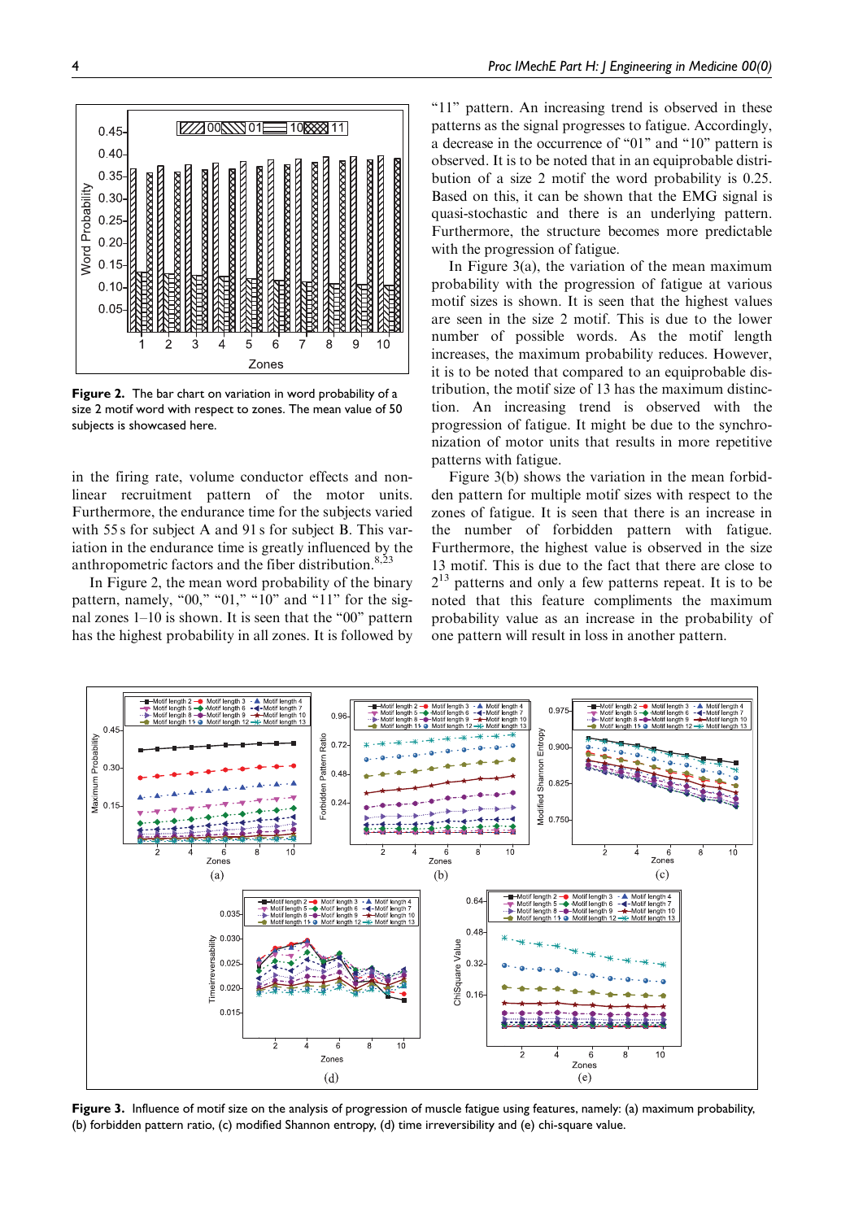Figure 2. The bar chart on variation in word probability of a size 2 motif word with respect to zones. The mean value of 50 subjects is showcased here.

in the firing rate, volume conductor effects and nonlinear recruitment pattern of the motor units. Furthermore, the endurance time for the subjects varied with 55 s for subject A and 91 s for subject B. This variation in the endurance time is greatly influenced by the anthropometric factors and the fiber distribution.[8,23]

In Figure 2, the mean word probability of the binary pattern, namely, "00," "01," "10" and "11" for the signal zones 1–10 is shown. It is seen that the "00" pattern has the highest probability in all zones. It is followed by "11" pattern. An increasing trend is observed in these patterns as the signal progresses to fatigue. Accordingly, a decrease in the occurrence of "01" and "10" pattern is observed. It is to be noted that in an equiprobable distribution of a size 2 motif the word probability is 0.25. Based on this, it can be shown that the EMG signal is quasi-stochastic and there is an underlying pattern. Furthermore, the structure becomes more predictable with the progression of fatigue.

In Figure 3(a), the variation of the mean maximum probability with the progression of fatigue at various motif sizes is shown. It is seen that the highest values are seen in the size 2 motif. This is due to the lower number of possible words. As the motif length increases, the maximum probability reduces. However, it is to be noted that compared to an equiprobable distribution, the motif size of 13 has the maximum distinction. An increasing trend is observed with the progression of fatigue. It might be due to the synchronization of motor units that results in more repetitive patterns with fatigue.

Figure 3(b) shows the variation in the mean forbidden pattern for multiple motif sizes with respect to the zones of fatigue. It is seen that there is an increase in the number of forbidden pattern with fatigue. Furthermore, the highest value is observed in the size 13 motif. This is due to the fact that there are close to $2^{13}$ patterns and only a few patterns repeat. It is to be noted that this feature compliments the maximum probability value as an increase in the probability of one pattern will result in loss in another pattern.

Figure 3. Influence of motif size on the analysis of progression of muscle fatigue using features, namely: (a) maximum probability, (b) forbidden pattern ratio, (c) modified Shannon entropy, (d) time irreversibility and (e) chi-square value.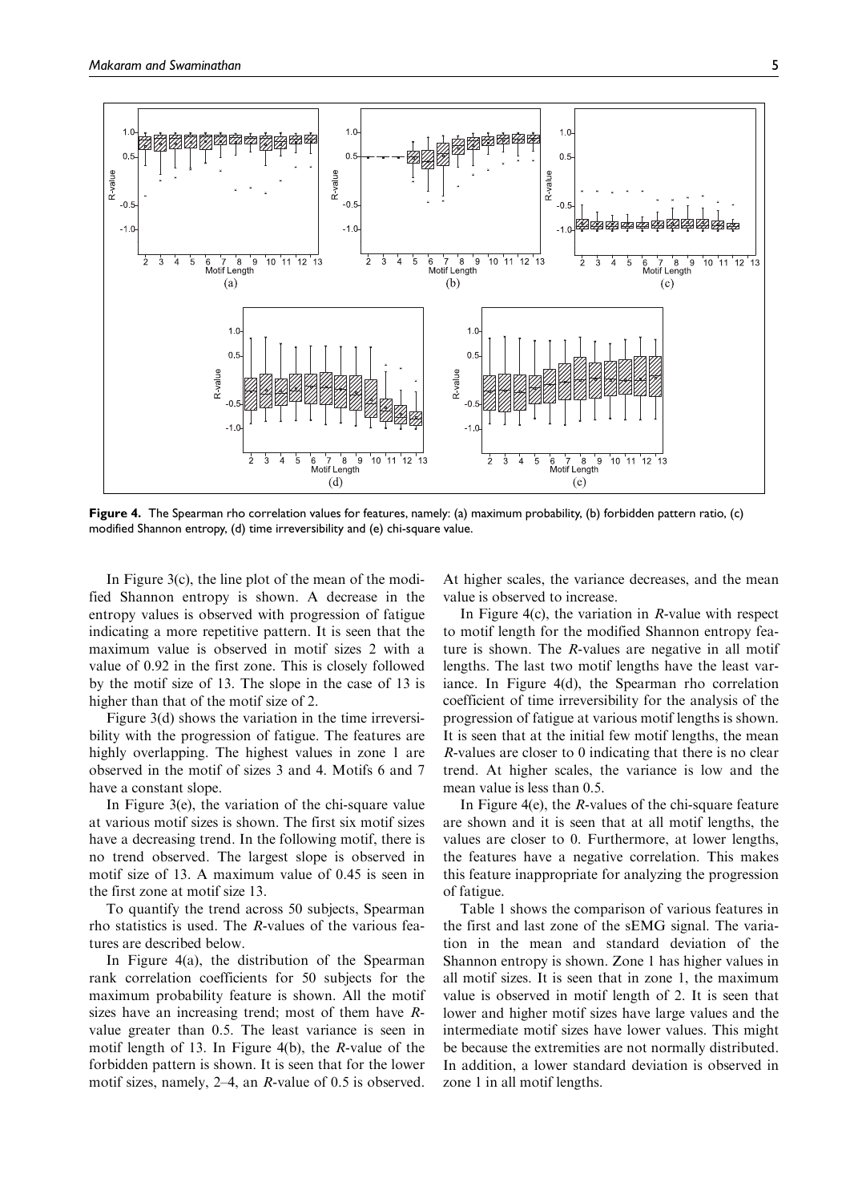**Figure 4.** The Spearman rho correlation values for features, namely: (a) maximum probability, (b) forbidden pattern ratio, (c) modified Shannon entropy, (d) time irreversibility and (e) chi-square value.

In Figure 3(c), the line plot of the mean of the modified Shannon entropy is shown. A decrease in the entropy values is observed with progression of fatigue indicating a more repetitive pattern. It is seen that the maximum value is observed in motif sizes 2 with a value of 0.92 in the first zone. This is closely followed by the motif size of 13. The slope in the case of 13 is higher than that of the motif size of 2.

Figure 3(d) shows the variation in the time irreversibility with the progression of fatigue. The features are highly overlapping. The highest values in zone 1 are observed in the motif of sizes 3 and 4. Motifs 6 and 7 have a constant slope.

In Figure 3(e), the variation of the chi-square value at various motif sizes is shown. The first six motif sizes have a decreasing trend. In the following motif, there is no trend observed. The largest slope is observed in motif size of 13. A maximum value of 0.45 is seen in the first zone at motif size 13.

To quantify the trend across 50 subjects, Spearman rho statistics is used. The *R*-values of the various features are described below.

In Figure 4(a), the distribution of the Spearman rank correlation coefficients for 50 subjects for the maximum probability feature is shown. All the motif sizes have an increasing trend; most of them have *R*-value greater than 0.5. The least variance is seen in motif length of 13. In Figure 4(b), the *R*-value of the forbidden pattern is shown. It is seen that for the lower motif sizes, namely, 2–4, an *R*-value of 0.5 is observed. At higher scales, the variance decreases, and the mean value is observed to increase.

In Figure 4(c), the variation in *R*-value with respect to motif length for the modified Shannon entropy feature is shown. The *R*-values are negative in all motif lengths. The last two motif lengths have the least variance. In Figure 4(d), the Spearman rho correlation coefficient of time irreversibility for the analysis of the progression of fatigue at various motif lengths is shown. It is seen that at the initial few motif lengths, the mean *R*-values are closer to 0 indicating that there is no clear trend. At higher scales, the variance is low and the mean value is less than 0.5.

In Figure 4(e), the *R*-values of the chi-square feature are shown and it is seen that at all motif lengths, the values are closer to 0. Furthermore, at lower lengths, the features have a negative correlation. This makes this feature inappropriate for analyzing the progression of fatigue.

Table 1 shows the comparison of various features in the first and last zone of the sEMG signal. The variation in the mean and standard deviation of the Shannon entropy is shown. Zone 1 has higher values in all motif sizes. It is seen that in zone 1, the maximum value is observed in motif length of 2. It is seen that lower and higher motif sizes have large values and the intermediate motif sizes have lower values. This might be because the extremities are not normally distributed. In addition, a lower standard deviation is observed in zone 1 in all motif lengths.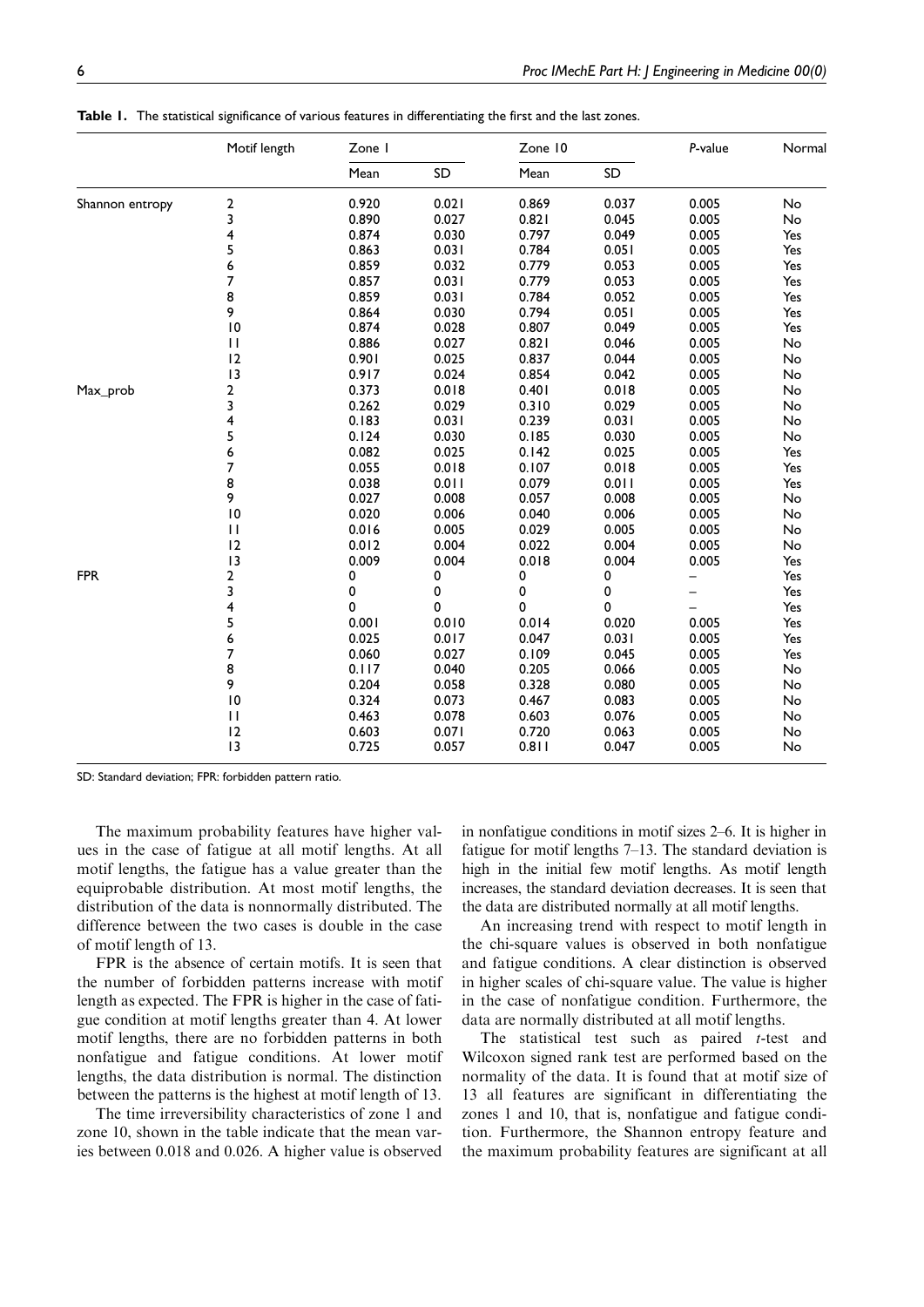**Table 1.** The statistical significance of various features in differentiating the first and the last zones.

| | Motif length | Zone 1 | | Zone 10 | | P-value | Normal |
|---|---|---|---|---|---|---|---|
| | | Mean | SD | Mean | SD | | |
| Shannon entropy | 2 | 0.920 | 0.021 | 0.869 | 0.037 | 0.005 | No |
| | 3 | 0.890 | 0.027 | 0.821 | 0.045 | 0.005 | No |
| | 4 | 0.874 | 0.030 | 0.797 | 0.049 | 0.005 | Yes |
| | 5 | 0.863 | 0.031 | 0.784 | 0.051 | 0.005 | Yes |
| | 6 | 0.859 | 0.032 | 0.779 | 0.053 | 0.005 | Yes |
| | 7 | 0.857 | 0.031 | 0.779 | 0.053 | 0.005 | Yes |
| | 8 | 0.859 | 0.031 | 0.784 | 0.052 | 0.005 | Yes |
| | 9 | 0.864 | 0.030 | 0.794 | 0.051 | 0.005 | Yes |
| | 10 | 0.874 | 0.028 | 0.807 | 0.049 | 0.005 | Yes |
| | 11 | 0.886 | 0.027 | 0.821 | 0.046 | 0.005 | No |
| | 12 | 0.901 | 0.025 | 0.837 | 0.044 | 0.005 | No |
| | 13 | 0.917 | 0.024 | 0.854 | 0.042 | 0.005 | No |
| Max_prob | 2 | 0.373 | 0.018 | 0.401 | 0.018 | 0.005 | No |
| | 3 | 0.262 | 0.029 | 0.310 | 0.029 | 0.005 | No |
| | 4 | 0.183 | 0.031 | 0.239 | 0.031 | 0.005 | No |
| | 5 | 0.124 | 0.030 | 0.185 | 0.030 | 0.005 | No |
| | 6 | 0.082 | 0.025 | 0.142 | 0.025 | 0.005 | Yes |
| | 7 | 0.055 | 0.018 | 0.107 | 0.018 | 0.005 | Yes |
| | 8 | 0.038 | 0.011 | 0.079 | 0.011 | 0.005 | Yes |
| | 9 | 0.027 | 0.008 | 0.057 | 0.008 | 0.005 | No |
| | 10 | 0.020 | 0.006 | 0.040 | 0.006 | 0.005 | No |
| | 11 | 0.016 | 0.005 | 0.029 | 0.005 | 0.005 | No |
| | 12 | 0.012 | 0.004 | 0.022 | 0.004 | 0.005 | No |
| | 13 | 0.009 | 0.004 | 0.018 | 0.004 | 0.005 | Yes |
| FPR | 2 | 0 | 0 | 0 | 0 | – | Yes |
| | 3 | 0 | 0 | 0 | 0 | – | Yes |
| | 4 | 0 | 0 | 0 | 0 | – | Yes |
| | 5 | 0.001 | 0.010 | 0.014 | 0.020 | 0.005 | Yes |
| | 6 | 0.025 | 0.017 | 0.047 | 0.031 | 0.005 | Yes |
| | 7 | 0.060 | 0.027 | 0.109 | 0.045 | 0.005 | Yes |
| | 8 | 0.117 | 0.040 | 0.205 | 0.066 | 0.005 | No |
| | 9 | 0.204 | 0.058 | 0.328 | 0.080 | 0.005 | No |
| | 10 | 0.324 | 0.073 | 0.467 | 0.083 | 0.005 | No |
| | 11 | 0.463 | 0.078 | 0.603 | 0.076 | 0.005 | No |
| | 12 | 0.603 | 0.071 | 0.720 | 0.063 | 0.005 | No |
| | 13 | 0.725 | 0.057 | 0.811 | 0.047 | 0.005 | No |

SD: Standard deviation; FPR: forbidden pattern ratio.

The maximum probability features have higher values in the case of fatigue at all motif lengths. At all motif lengths, the fatigue has a value greater than the equiprobable distribution. At most motif lengths, the distribution of the data is nonnormally distributed. The difference between the two cases is double in the case of motif length of 13.

FPR is the absence of certain motifs. It is seen that the number of forbidden patterns increase with motif length as expected. The FPR is higher in the case of fatigue condition at motif lengths greater than 4. At lower motif lengths, there are no forbidden patterns in both nonfatigue and fatigue conditions. At lower motif lengths, the data distribution is normal. The distinction between the patterns is the highest at motif length of 13.

The time irreversibility characteristics of zone 1 and zone 10, shown in the table indicate that the mean varies between 0.018 and 0.026. A higher value is observed in nonfatigue conditions in motif sizes 2–6. It is higher in fatigue for motif lengths 7–13. The standard deviation is high in the initial few motif lengths. As motif length increases, the standard deviation decreases. It is seen that the data are distributed normally at all motif lengths.

An increasing trend with respect to motif length in the chi-square values is observed in both nonfatigue and fatigue conditions. A clear distinction is observed in higher scales of chi-square value. The value is higher in the case of nonfatigue condition. Furthermore, the data are normally distributed at all motif lengths.

The statistical test such as paired *t*-test and Wilcoxon signed rank test are performed based on the normality of the data. It is found that at motif size of 13 all features are significant in differentiating the zones 1 and 10, that is, nonfatigue and fatigue condition. Furthermore, the Shannon entropy feature and the maximum probability features are significant at all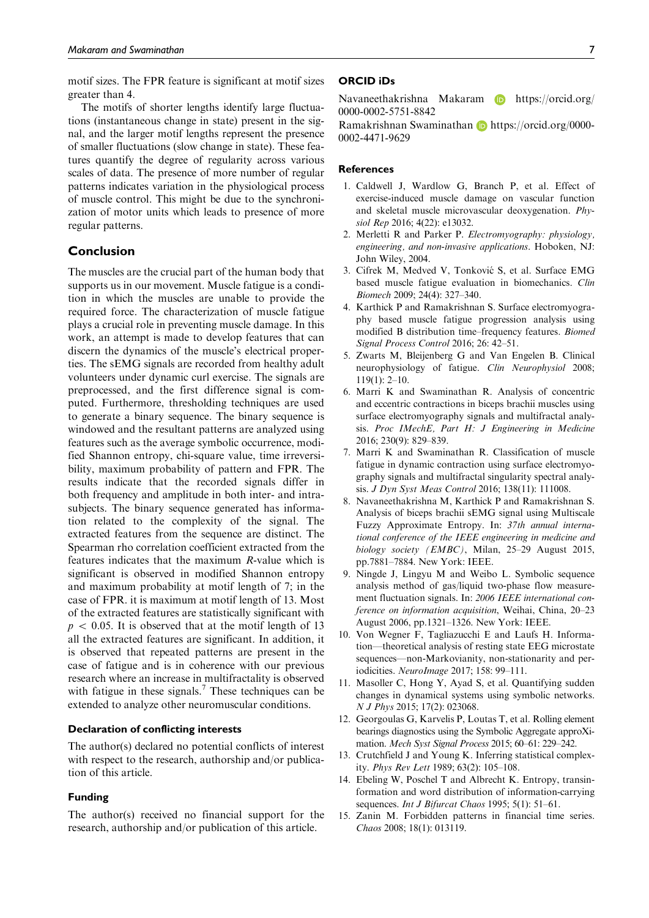motif sizes. The FPR feature is significant at motif sizes greater than 4.

The motifs of shorter lengths identify large fluctuations (instantaneous change in state) present in the signal, and the larger motif lengths represent the presence of smaller fluctuations (slow change in state). These features quantify the degree of regularity across various scales of data. The presence of more number of regular patterns indicates variation in the physiological process of muscle control. This might be due to the synchronization of motor units which leads to presence of more regular patterns.

## Conclusion

The muscles are the crucial part of the human body that supports us in our movement. Muscle fatigue is a condition in which the muscles are unable to provide the required force. The characterization of muscle fatigue plays a crucial role in preventing muscle damage. In this work, an attempt is made to develop features that can discern the dynamics of the muscle's electrical properties. The sEMG signals are recorded from healthy adult volunteers under dynamic curl exercise. The signals are preprocessed, and the first difference signal is computed. Furthermore, thresholding techniques are used to generate a binary sequence. The binary sequence is windowed and the resultant patterns are analyzed using features such as the average symbolic occurrence, modified Shannon entropy, chi-square value, time irreversibility, maximum probability of pattern and FPR. The results indicate that the recorded signals differ in both frequency and amplitude in both inter- and intra-subjects. The binary sequence generated has information related to the complexity of the signal. The extracted features from the sequence are distinct. The Spearman rho correlation coefficient extracted from the features indicates that the maximum *R*-value which is significant is observed in modified Shannon entropy and maximum probability at motif length of 7; in the case of FPR. it is maximum at motif length of 13. Most of the extracted features are statistically significant with $p < 0.05$. It is observed that at the motif length of 13 all the extracted features are significant. In addition, it is observed that repeated patterns are present in the case of fatigue and is in coherence with our previous research where an increase in multifractality is observed with fatigue in these signals.[7] These techniques can be extended to analyze other neuromuscular conditions.

### Declaration of conflicting interests

The author(s) declared no potential conflicts of interest with respect to the research, authorship and/or publication of this article.

### Funding

The author(s) received no financial support for the research, authorship and/or publication of this article.

### ORCID iDs

Navaneethakrishna Makaram https://orcid.org/0000-0002-5751-8842

Ramakrishnan Swaminathan https://orcid.org/0000-0002-4471-9629

### References

1. Caldwell J, Wardlow G, Branch P, et al. Effect of exercise-induced muscle damage on vascular function and skeletal muscle microvascular deoxygenation. *Physiol Rep* 2016; 4(22): e13032.
2. Merletti R and Parker P. *Electromyography: physiology, engineering, and non-invasive applications*. Hoboken, NJ: John Wiley, 2004.
3. Cifrek M, Medved V, Tonković S, et al. Surface EMG based muscle fatigue evaluation in biomechanics. *Clin Biomech* 2009; 24(4): 327–340.
4. Karthick P and Ramakrishnan S. Surface electromyography based muscle fatigue progression analysis using modified B distribution time–frequency features. *Biomed Signal Process Control* 2016; 26: 42–51.
5. Zwarts M, Bleijenberg G and Van Engelen B. Clinical neurophysiology of fatigue. *Clin Neurophysiol* 2008; 119(1): 2–10.
6. Marri K and Swaminathan R. Analysis of concentric and eccentric contractions in biceps brachii muscles using surface electromyography signals and multifractal analysis. *Proc IMechE, Part H: J Engineering in Medicine* 2016; 230(9): 829–839.
7. Marri K and Swaminathan R. Classification of muscle fatigue in dynamic contraction using surface electromyography signals and multifractal singularity spectral analysis. *J Dyn Syst Meas Control* 2016; 138(11): 111008.
8. Navaneethakrishna M, Karthick P and Ramakrishnan S. Analysis of biceps brachii sEMG signal using Multiscale Fuzzy Approximate Entropy. In: *37th annual international conference of the IEEE engineering in medicine and biology society (EMBC)*, Milan, 25–29 August 2015, pp.7881–7884. New York: IEEE.
9. Ningde J, Lingyu M and Weibo L. Symbolic sequence analysis method of gas/liquid two-phase flow measurement fluctuation signals. In: *2006 IEEE international conference on information acquisition*, Weihai, China, 20–23 August 2006, pp.1321–1326. New York: IEEE.
10. Von Wegner F, Tagliazucchi E and Laufs H. Information—theoretical analysis of resting state EEG microstate sequences—non-Markovianity, non-stationarity and periodicities. *NeuroImage* 2017; 158: 99–111.
11. Masoller C, Hong Y, Ayad S, et al. Quantifying sudden changes in dynamical systems using symbolic networks. *N J Phys* 2015; 17(2): 023068.
12. Georgoulas G, Karvelis P, Loutas T, et al. Rolling element bearings diagnostics using the Symbolic Aggregate approXimation. *Mech Syst Signal Process* 2015; 60–61: 229–242.
13. Crutchfield J and Young K. Inferring statistical complexity. *Phys Rev Lett* 1989; 63(2): 105–108.
14. Ebeling W, Poschel T and Albrecht K. Entropy, transinformation and word distribution of information-carrying sequences. *Int J Bifurcat Chaos* 1995; 5(1): 51–61.
15. Zanin M. Forbidden patterns in financial time series. *Chaos* 2008; 18(1): 013119.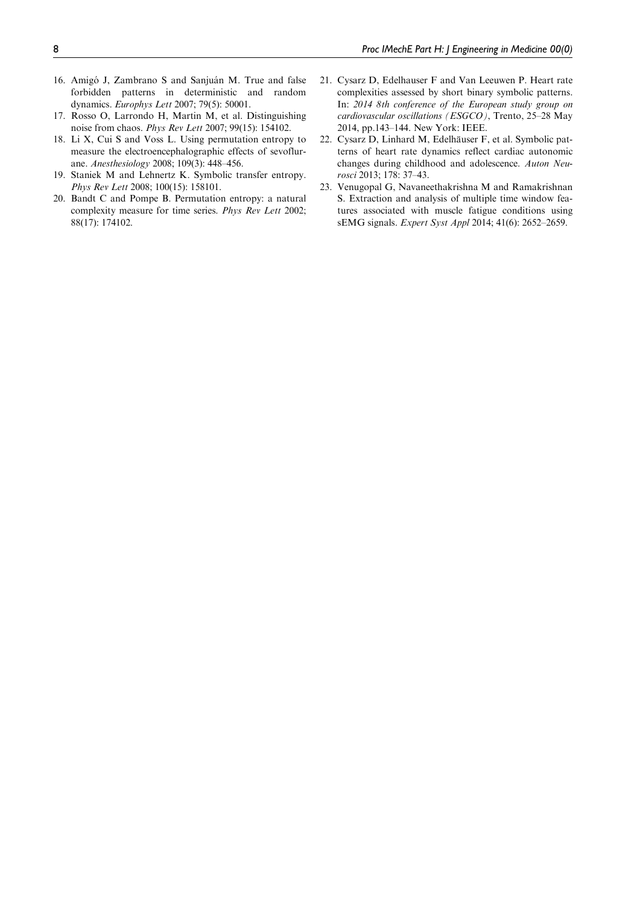16. Amigó J, Zambrano S and Sanjuán M. True and false forbidden patterns in deterministic and random dynamics. *Europhys Lett* 2007; 79(5): 50001.
17. Rosso O, Larrondo H, Martin M, et al. Distinguishing noise from chaos. *Phys Rev Lett* 2007; 99(15): 154102.
18. Li X, Cui S and Voss L. Using permutation entropy to measure the electroencephalographic effects of sevoflurane. *Anesthesiology* 2008; 109(3): 448–456.
19. Staniek M and Lehnertz K. Symbolic transfer entropy. *Phys Rev Lett* 2008; 100(15): 158101.
20. Bandt C and Pompe B. Permutation entropy: a natural complexity measure for time series. *Phys Rev Lett* 2002; 88(17): 174102.
21. Cysarz D, Edelhauser F and Van Leeuwen P. Heart rate complexities assessed by short binary symbolic patterns. In: *2014 8th conference of the European study group on cardiovascular oscillations (ESGCO)*, Trento, 25–28 May 2014, pp.143–144. New York: IEEE.
22. Cysarz D, Linhard M, Edelhäuser F, et al. Symbolic patterns of heart rate dynamics reflect cardiac autonomic changes during childhood and adolescence. *Auton Neurosci* 2013; 178: 37–43.
23. Venugopal G, Navaneethakrishna M and Ramakrishnan S. Extraction and analysis of multiple time window features associated with muscle fatigue conditions using sEMG signals. *Expert Syst Appl* 2014; 41(6): 2652–2659.